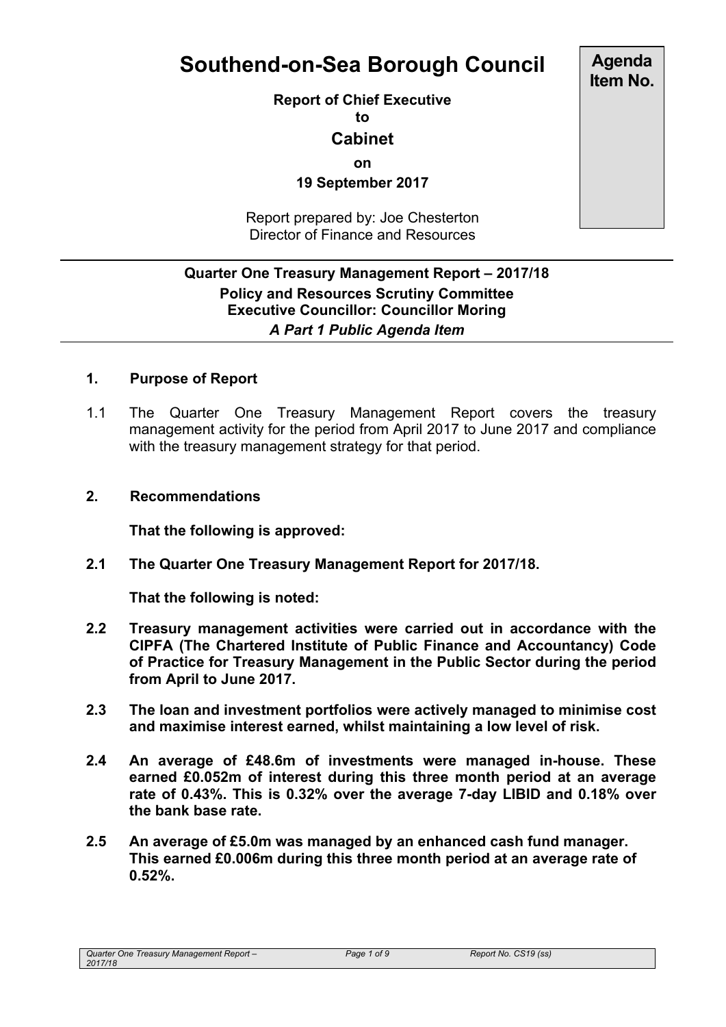# Southend-on-Sea Borough Council

**Agenda Item No.**

**Report of Chief Executive**
**to**
**Cabinet**
**on**
**19 September 2017**

Report prepared by: Joe Chesterton
Director of Finance and Resources

---

**Quarter One Treasury Management Report – 2017/18**
**Policy and Resources Scrutiny Committee**
**Executive Councillor: Councillor Moring**
***A Part 1 Public Agenda Item***

---

## 1. Purpose of Report

1.1 The Quarter One Treasury Management Report covers the treasury management activity for the period from April 2017 to June 2017 and compliance with the treasury management strategy for that period.

## 2. Recommendations

**That the following is approved:**

**2.1 The Quarter One Treasury Management Report for 2017/18.**

**That the following is noted:**

**2.2 Treasury management activities were carried out in accordance with the CIPFA (The Chartered Institute of Public Finance and Accountancy) Code of Practice for Treasury Management in the Public Sector during the period from April to June 2017.**

**2.3 The loan and investment portfolios were actively managed to minimise cost and maximise interest earned, whilst maintaining a low level of risk.**

**2.4 An average of £48.6m of investments were managed in-house. These earned £0.052m of interest during this three month period at an average rate of 0.43%. This is 0.32% over the average 7-day LIBID and 0.18% over the bank base rate.**

**2.5 An average of £5.0m was managed by an enhanced cash fund manager. This earned £0.006m during this three month period at an average rate of 0.52%.**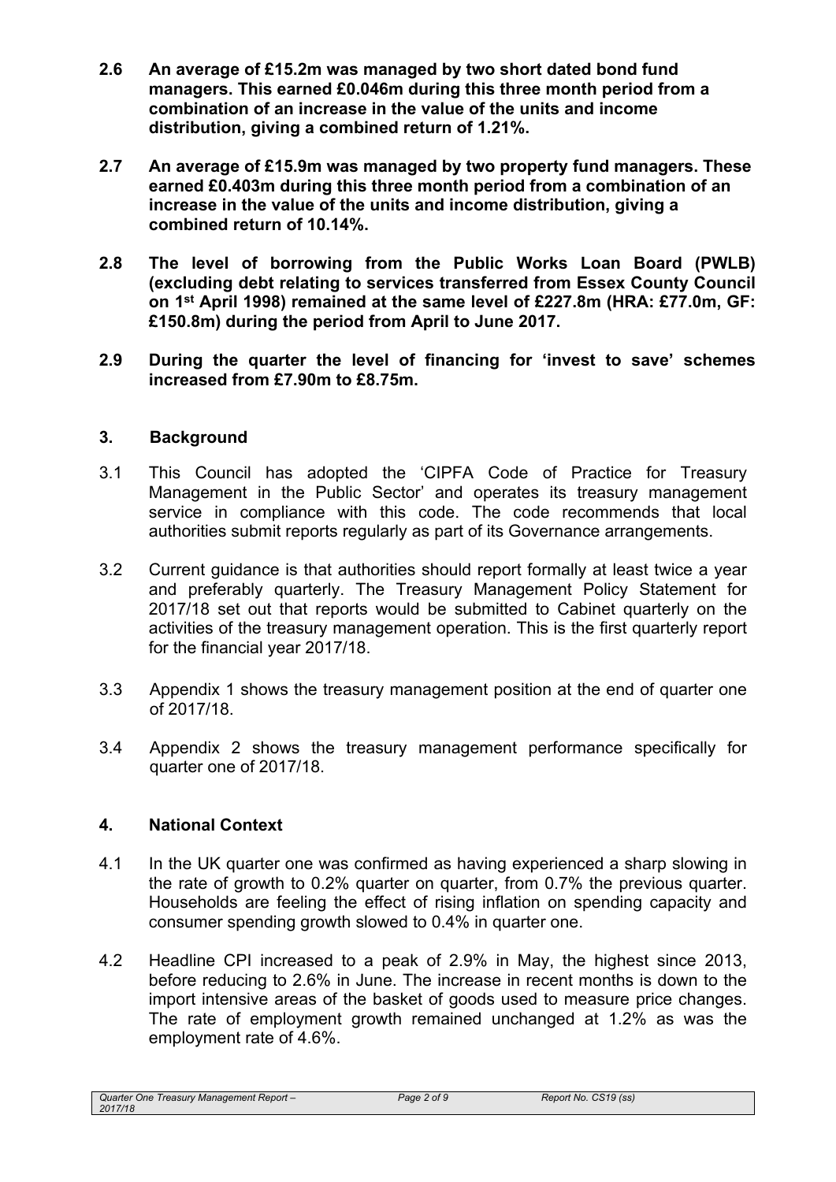**2.6 An average of £15.2m was managed by two short dated bond fund managers. This earned £0.046m during this three month period from a combination of an increase in the value of the units and income distribution, giving a combined return of 1.21%.**

**2.7 An average of £15.9m was managed by two property fund managers. These earned £0.403m during this three month period from a combination of an increase in the value of the units and income distribution, giving a combined return of 10.14%.**

**2.8 The level of borrowing from the Public Works Loan Board (PWLB) (excluding debt relating to services transferred from Essex County Council on 1st April 1998) remained at the same level of £227.8m (HRA: £77.0m, GF: £150.8m) during the period from April to June 2017.**

**2.9 During the quarter the level of financing for 'invest to save' schemes increased from £7.90m to £8.75m.**

## 3. Background

3.1 This Council has adopted the 'CIPFA Code of Practice for Treasury Management in the Public Sector' and operates its treasury management service in compliance with this code. The code recommends that local authorities submit reports regularly as part of its Governance arrangements.

3.2 Current guidance is that authorities should report formally at least twice a year and preferably quarterly. The Treasury Management Policy Statement for 2017/18 set out that reports would be submitted to Cabinet quarterly on the activities of the treasury management operation. This is the first quarterly report for the financial year 2017/18.

3.3 Appendix 1 shows the treasury management position at the end of quarter one of 2017/18.

3.4 Appendix 2 shows the treasury management performance specifically for quarter one of 2017/18.

## 4. National Context

4.1 In the UK quarter one was confirmed as having experienced a sharp slowing in the rate of growth to 0.2% quarter on quarter, from 0.7% the previous quarter. Households are feeling the effect of rising inflation on spending capacity and consumer spending growth slowed to 0.4% in quarter one.

4.2 Headline CPI increased to a peak of 2.9% in May, the highest since 2013, before reducing to 2.6% in June. The increase in recent months is down to the import intensive areas of the basket of goods used to measure price changes. The rate of employment growth remained unchanged at 1.2% as was the employment rate of 4.6%.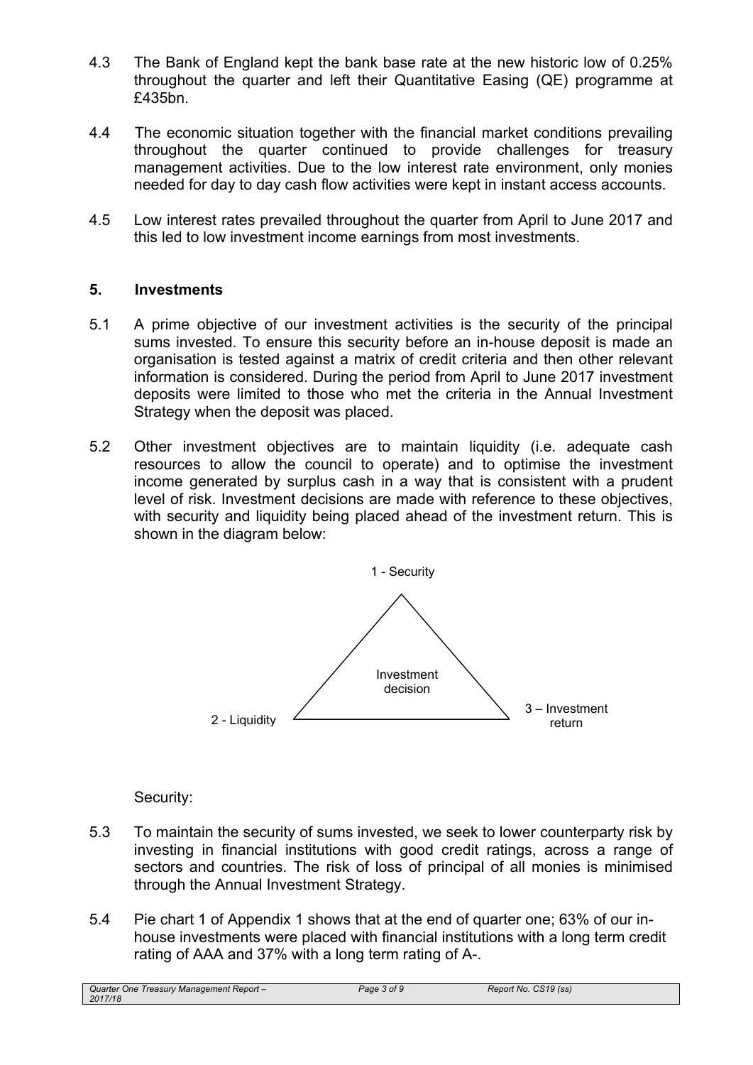4.3 The Bank of England kept the bank base rate at the new historic low of 0.25% throughout the quarter and left their Quantitative Easing (QE) programme at £435bn.

4.4 The economic situation together with the financial market conditions prevailing throughout the quarter continued to provide challenges for treasury management activities. Due to the low interest rate environment, only monies needed for day to day cash flow activities were kept in instant access accounts.

4.5 Low interest rates prevailed throughout the quarter from April to June 2017 and this led to low investment income earnings from most investments.

## 5. Investments

5.1 A prime objective of our investment activities is the security of the principal sums invested. To ensure this security before an in-house deposit is made an organisation is tested against a matrix of credit criteria and then other relevant information is considered. During the period from April to June 2017 investment deposits were limited to those who met the criteria in the Annual Investment Strategy when the deposit was placed.

5.2 Other investment objectives are to maintain liquidity (i.e. adequate cash resources to allow the council to operate) and to optimise the investment income generated by surplus cash in a way that is consistent with a prudent level of risk. Investment decisions are made with reference to these objectives, with security and liquidity being placed ahead of the investment return. This is shown in the diagram below:

1 - Security

Investment decision

2 - Liquidity

3 – Investment return

Security:

5.3 To maintain the security of sums invested, we seek to lower counterparty risk by investing in financial institutions with good credit ratings, across a range of sectors and countries. The risk of loss of principal of all monies is minimised through the Annual Investment Strategy.

5.4 Pie chart 1 of Appendix 1 shows that at the end of quarter one; 63% of our in-house investments were placed with financial institutions with a long term credit rating of AAA and 37% with a long term rating of A-.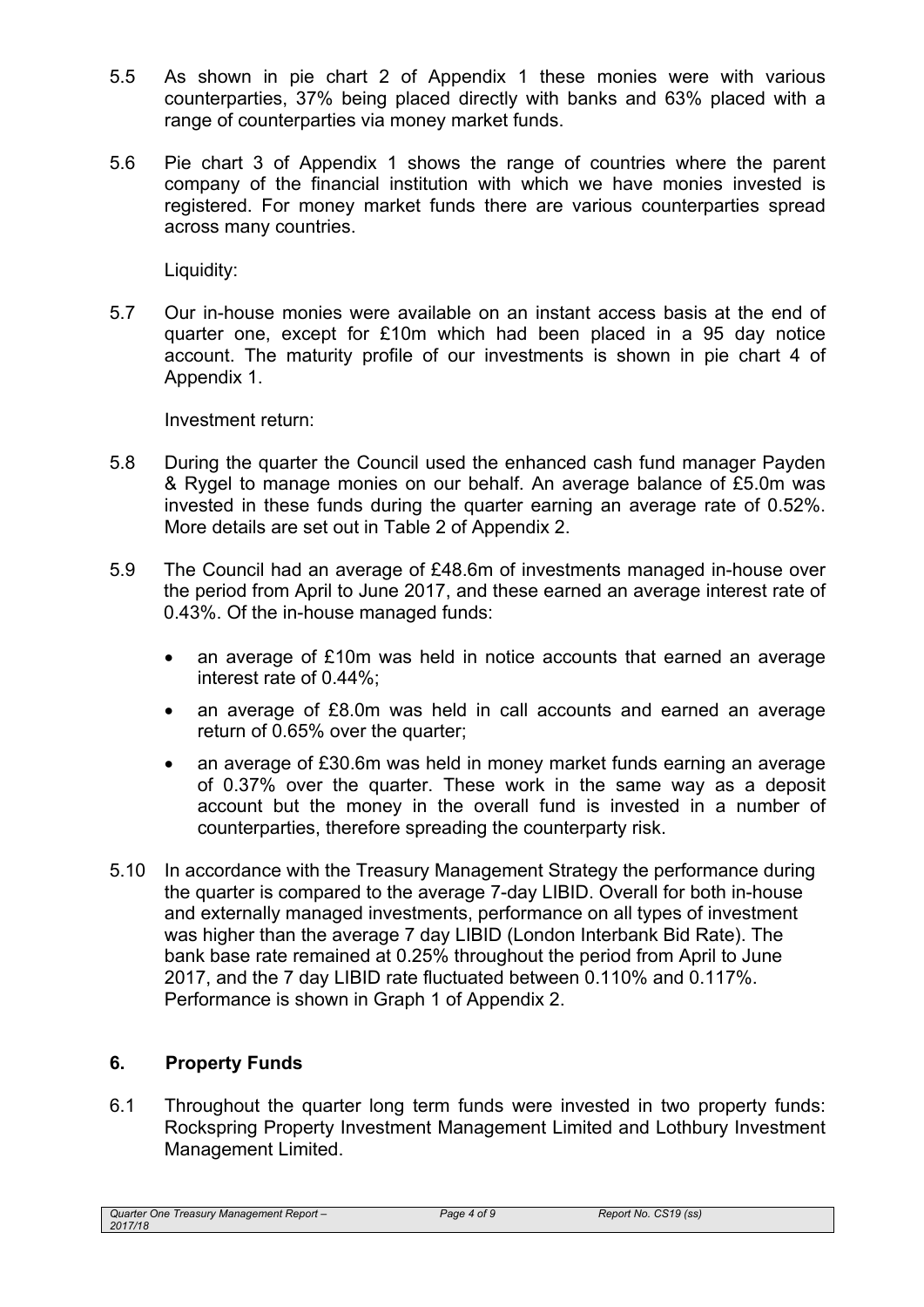5.5 As shown in pie chart 2 of Appendix 1 these monies were with various counterparties, 37% being placed directly with banks and 63% placed with a range of counterparties via money market funds.

5.6 Pie chart 3 of Appendix 1 shows the range of countries where the parent company of the financial institution with which we have monies invested is registered. For money market funds there are various counterparties spread across many countries.

Liquidity:

5.7 Our in-house monies were available on an instant access basis at the end of quarter one, except for £10m which had been placed in a 95 day notice account. The maturity profile of our investments is shown in pie chart 4 of Appendix 1.

Investment return:

5.8 During the quarter the Council used the enhanced cash fund manager Payden & Rygel to manage monies on our behalf. An average balance of £5.0m was invested in these funds during the quarter earning an average rate of 0.52%. More details are set out in Table 2 of Appendix 2.

5.9 The Council had an average of £48.6m of investments managed in-house over the period from April to June 2017, and these earned an average interest rate of 0.43%. Of the in-house managed funds:

- an average of £10m was held in notice accounts that earned an average interest rate of 0.44%;
- an average of £8.0m was held in call accounts and earned an average return of 0.65% over the quarter;
- an average of £30.6m was held in money market funds earning an average of 0.37% over the quarter. These work in the same way as a deposit account but the money in the overall fund is invested in a number of counterparties, therefore spreading the counterparty risk.

5.10 In accordance with the Treasury Management Strategy the performance during the quarter is compared to the average 7-day LIBID. Overall for both in-house and externally managed investments, performance on all types of investment was higher than the average 7 day LIBID (London Interbank Bid Rate). The bank base rate remained at 0.25% throughout the period from April to June 2017, and the 7 day LIBID rate fluctuated between 0.110% and 0.117%. Performance is shown in Graph 1 of Appendix 2.

## 6. Property Funds

6.1 Throughout the quarter long term funds were invested in two property funds: Rockspring Property Investment Management Limited and Lothbury Investment Management Limited.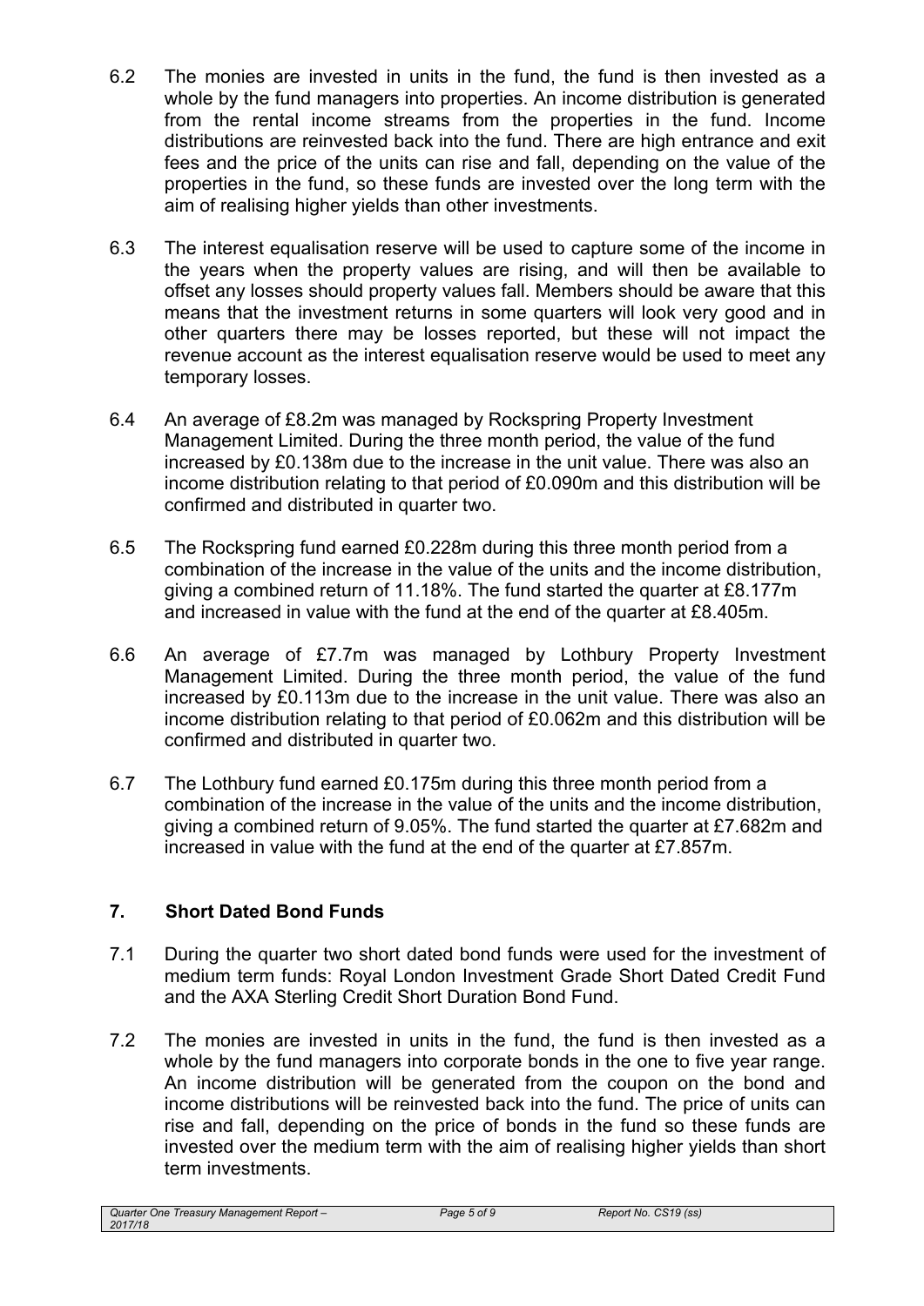6.2 The monies are invested in units in the fund, the fund is then invested as a whole by the fund managers into properties. An income distribution is generated from the rental income streams from the properties in the fund. Income distributions are reinvested back into the fund. There are high entrance and exit fees and the price of the units can rise and fall, depending on the value of the properties in the fund, so these funds are invested over the long term with the aim of realising higher yields than other investments.

6.3 The interest equalisation reserve will be used to capture some of the income in the years when the property values are rising, and will then be available to offset any losses should property values fall. Members should be aware that this means that the investment returns in some quarters will look very good and in other quarters there may be losses reported, but these will not impact the revenue account as the interest equalisation reserve would be used to meet any temporary losses.

6.4 An average of £8.2m was managed by Rockspring Property Investment Management Limited. During the three month period, the value of the fund increased by £0.138m due to the increase in the unit value. There was also an income distribution relating to that period of £0.090m and this distribution will be confirmed and distributed in quarter two.

6.5 The Rockspring fund earned £0.228m during this three month period from a combination of the increase in the value of the units and the income distribution, giving a combined return of 11.18%. The fund started the quarter at £8.177m and increased in value with the fund at the end of the quarter at £8.405m.

6.6 An average of £7.7m was managed by Lothbury Property Investment Management Limited. During the three month period, the value of the fund increased by £0.113m due to the increase in the unit value. There was also an income distribution relating to that period of £0.062m and this distribution will be confirmed and distributed in quarter two.

6.7 The Lothbury fund earned £0.175m during this three month period from a combination of the increase in the value of the units and the income distribution, giving a combined return of 9.05%. The fund started the quarter at £7.682m and increased in value with the fund at the end of the quarter at £7.857m.

## 7. Short Dated Bond Funds

7.1 During the quarter two short dated bond funds were used for the investment of medium term funds: Royal London Investment Grade Short Dated Credit Fund and the AXA Sterling Credit Short Duration Bond Fund.

7.2 The monies are invested in units in the fund, the fund is then invested as a whole by the fund managers into corporate bonds in the one to five year range. An income distribution will be generated from the coupon on the bond and income distributions will be reinvested back into the fund. The price of units can rise and fall, depending on the price of bonds in the fund so these funds are invested over the medium term with the aim of realising higher yields than short term investments.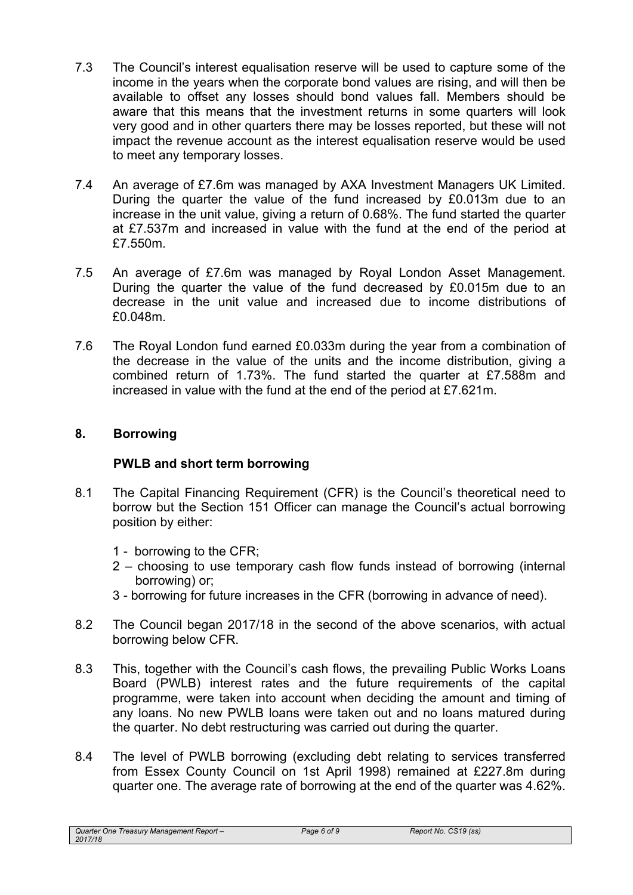7.3 The Council's interest equalisation reserve will be used to capture some of the income in the years when the corporate bond values are rising, and will then be available to offset any losses should bond values fall. Members should be aware that this means that the investment returns in some quarters will look very good and in other quarters there may be losses reported, but these will not impact the revenue account as the interest equalisation reserve would be used to meet any temporary losses.

7.4 An average of £7.6m was managed by AXA Investment Managers UK Limited. During the quarter the value of the fund increased by £0.013m due to an increase in the unit value, giving a return of 0.68%. The fund started the quarter at £7.537m and increased in value with the fund at the end of the period at £7.550m.

7.5 An average of £7.6m was managed by Royal London Asset Management. During the quarter the value of the fund decreased by £0.015m due to an decrease in the unit value and increased due to income distributions of £0.048m.

7.6 The Royal London fund earned £0.033m during the year from a combination of the decrease in the value of the units and the income distribution, giving a combined return of 1.73%. The fund started the quarter at £7.588m and increased in value with the fund at the end of the period at £7.621m.

## 8. Borrowing

### PWLB and short term borrowing

8.1 The Capital Financing Requirement (CFR) is the Council's theoretical need to borrow but the Section 151 Officer can manage the Council's actual borrowing position by either:

1 - borrowing to the CFR;

2 – choosing to use temporary cash flow funds instead of borrowing (internal borrowing) or;

3 - borrowing for future increases in the CFR (borrowing in advance of need).

8.2 The Council began 2017/18 in the second of the above scenarios, with actual borrowing below CFR.

8.3 This, together with the Council's cash flows, the prevailing Public Works Loans Board (PWLB) interest rates and the future requirements of the capital programme, were taken into account when deciding the amount and timing of any loans. No new PWLB loans were taken out and no loans matured during the quarter. No debt restructuring was carried out during the quarter.

8.4 The level of PWLB borrowing (excluding debt relating to services transferred from Essex County Council on 1st April 1998) remained at £227.8m during quarter one. The average rate of borrowing at the end of the quarter was 4.62%.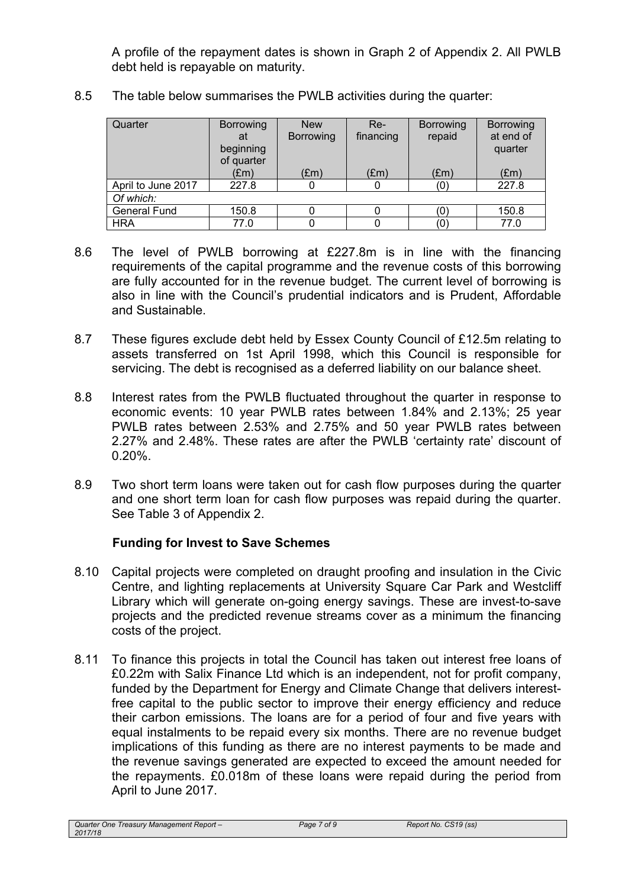A profile of the repayment dates is shown in Graph 2 of Appendix 2. All PWLB debt held is repayable on maturity.

8.5 The table below summarises the PWLB activities during the quarter:

| Quarter | Borrowing at beginning of quarter (£m) | New Borrowing (£m) | Re-financing (£m) | Borrowing repaid (£m) | Borrowing at end of quarter (£m) |
|---|---|---|---|---|---|
| April to June 2017 | 227.8 | 0 | 0 | (0) | 227.8 |
| *Of which:* | | | | | |
| General Fund | 150.8 | 0 | 0 | (0) | 150.8 |
| HRA | 77.0 | 0 | 0 | (0) | 77.0 |

8.6 The level of PWLB borrowing at £227.8m is in line with the financing requirements of the capital programme and the revenue costs of this borrowing are fully accounted for in the revenue budget. The current level of borrowing is also in line with the Council's prudential indicators and is Prudent, Affordable and Sustainable.

8.7 These figures exclude debt held by Essex County Council of £12.5m relating to assets transferred on 1st April 1998, which this Council is responsible for servicing. The debt is recognised as a deferred liability on our balance sheet.

8.8 Interest rates from the PWLB fluctuated throughout the quarter in response to economic events: 10 year PWLB rates between 1.84% and 2.13%; 25 year PWLB rates between 2.53% and 2.75% and 50 year PWLB rates between 2.27% and 2.48%. These rates are after the PWLB 'certainty rate' discount of 0.20%.

8.9 Two short term loans were taken out for cash flow purposes during the quarter and one short term loan for cash flow purposes was repaid during the quarter. See Table 3 of Appendix 2.

**Funding for Invest to Save Schemes**

8.10 Capital projects were completed on draught proofing and insulation in the Civic Centre, and lighting replacements at University Square Car Park and Westcliff Library which will generate on-going energy savings. These are invest-to-save projects and the predicted revenue streams cover as a minimum the financing costs of the project.

8.11 To finance this projects in total the Council has taken out interest free loans of £0.22m with Salix Finance Ltd which is an independent, not for profit company, funded by the Department for Energy and Climate Change that delivers interest-free capital to the public sector to improve their energy efficiency and reduce their carbon emissions. The loans are for a period of four and five years with equal instalments to be repaid every six months. There are no revenue budget implications of this funding as there are no interest payments to be made and the revenue savings generated are expected to exceed the amount needed for the repayments. £0.018m of these loans were repaid during the period from April to June 2017.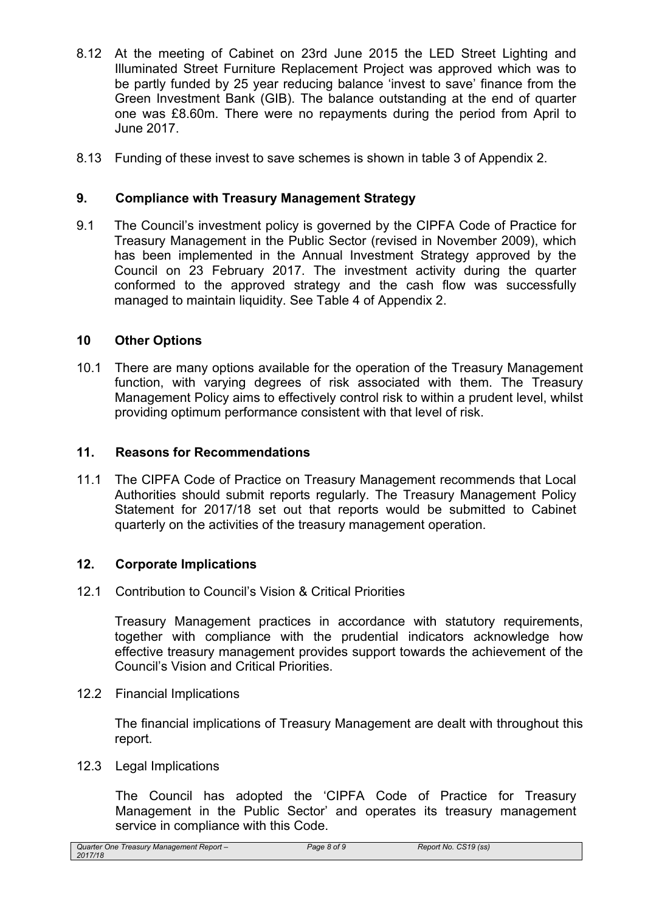8.12 At the meeting of Cabinet on 23rd June 2015 the LED Street Lighting and Illuminated Street Furniture Replacement Project was approved which was to be partly funded by 25 year reducing balance 'invest to save' finance from the Green Investment Bank (GIB). The balance outstanding at the end of quarter one was £8.60m. There were no repayments during the period from April to June 2017.

8.13 Funding of these invest to save schemes is shown in table 3 of Appendix 2.

## 9. Compliance with Treasury Management Strategy

9.1 The Council's investment policy is governed by the CIPFA Code of Practice for Treasury Management in the Public Sector (revised in November 2009), which has been implemented in the Annual Investment Strategy approved by the Council on 23 February 2017. The investment activity during the quarter conformed to the approved strategy and the cash flow was successfully managed to maintain liquidity. See Table 4 of Appendix 2.

## 10 Other Options

10.1 There are many options available for the operation of the Treasury Management function, with varying degrees of risk associated with them. The Treasury Management Policy aims to effectively control risk to within a prudent level, whilst providing optimum performance consistent with that level of risk.

## 11. Reasons for Recommendations

11.1 The CIPFA Code of Practice on Treasury Management recommends that Local Authorities should submit reports regularly. The Treasury Management Policy Statement for 2017/18 set out that reports would be submitted to Cabinet quarterly on the activities of the treasury management operation.

## 12. Corporate Implications

12.1 Contribution to Council's Vision & Critical Priorities

Treasury Management practices in accordance with statutory requirements, together with compliance with the prudential indicators acknowledge how effective treasury management provides support towards the achievement of the Council's Vision and Critical Priorities.

12.2 Financial Implications

The financial implications of Treasury Management are dealt with throughout this report.

12.3 Legal Implications

The Council has adopted the 'CIPFA Code of Practice for Treasury Management in the Public Sector' and operates its treasury management service in compliance with this Code.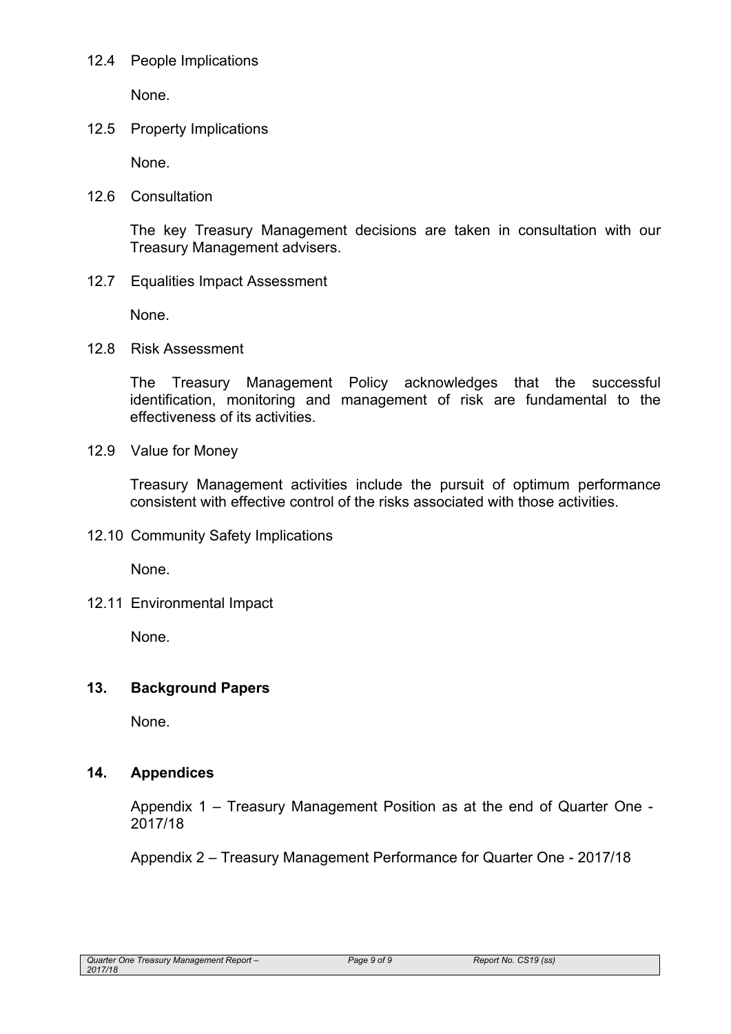12.4 People Implications

None.

12.5 Property Implications

None.

12.6 Consultation

The key Treasury Management decisions are taken in consultation with our Treasury Management advisers.

12.7 Equalities Impact Assessment

None.

12.8 Risk Assessment

The Treasury Management Policy acknowledges that the successful identification, monitoring and management of risk are fundamental to the effectiveness of its activities.

12.9 Value for Money

Treasury Management activities include the pursuit of optimum performance consistent with effective control of the risks associated with those activities.

12.10 Community Safety Implications

None.

12.11 Environmental Impact

None.

## 13. Background Papers

None.

## 14. Appendices

Appendix 1 – Treasury Management Position as at the end of Quarter One - 2017/18

Appendix 2 – Treasury Management Performance for Quarter One - 2017/18